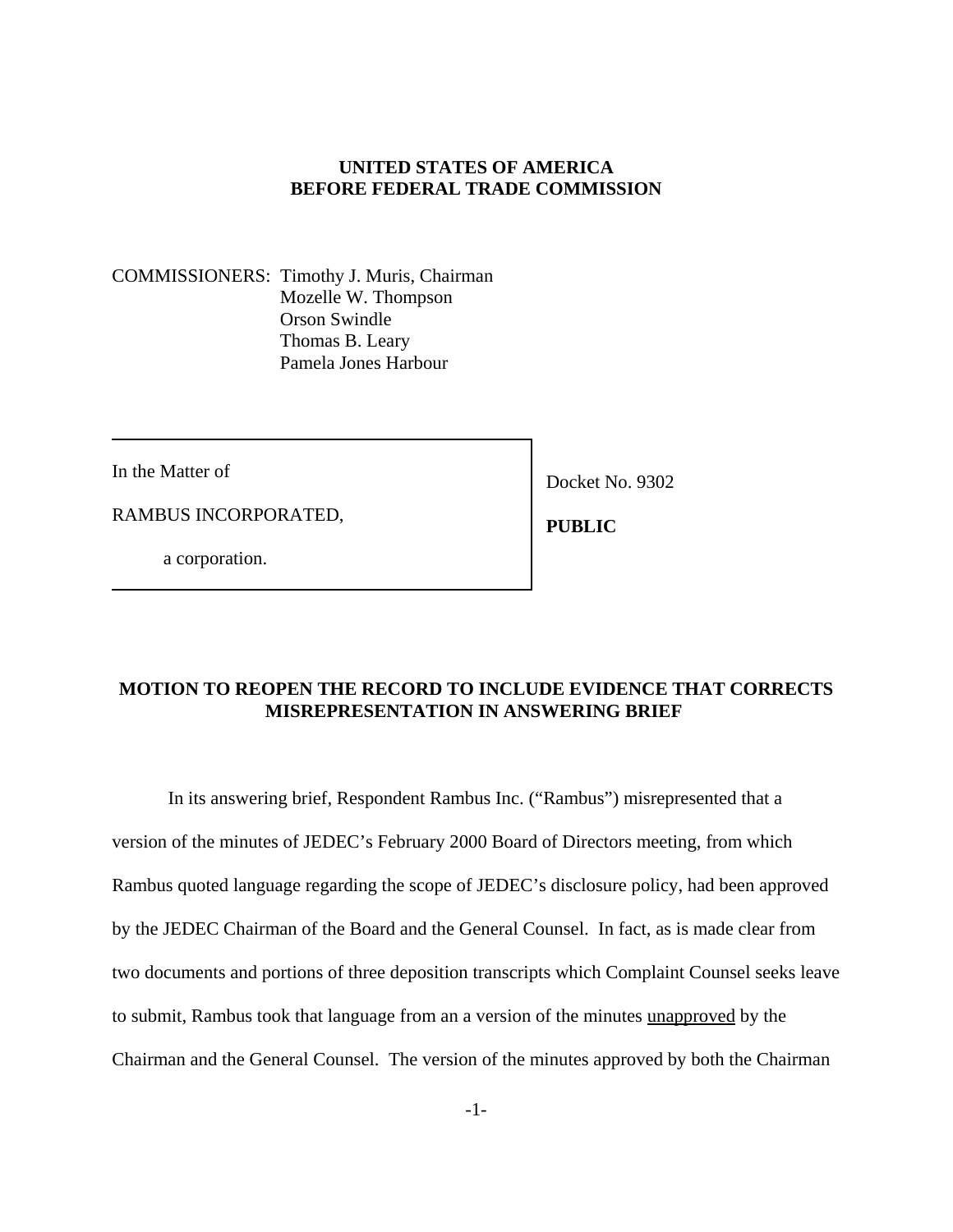**UNITED STATES OF AMERICA**
**BEFORE FEDERAL TRADE COMMISSION**

COMMISSIONERS: Timothy J. Muris, Chairman
Mozelle W. Thompson
Orson Swindle
Thomas B. Leary
Pamela Jones Harbour

| | |
|---|---|
| In the Matter of<br><br>RAMBUS INCORPORATED,<br><br>a corporation. | Docket No. 9302<br><br>**PUBLIC** |

**MOTION TO REOPEN THE RECORD TO INCLUDE EVIDENCE THAT CORRECTS MISREPRESENTATION IN ANSWERING BRIEF**

In its answering brief, Respondent Rambus Inc. ("Rambus") misrepresented that a version of the minutes of JEDEC's February 2000 Board of Directors meeting, from which Rambus quoted language regarding the scope of JEDEC's disclosure policy, had been approved by the JEDEC Chairman of the Board and the General Counsel. In fact, as is made clear from two documents and portions of three deposition transcripts which Complaint Counsel seeks leave to submit, Rambus took that language from an a version of the minutes unapproved by the Chairman and the General Counsel. The version of the minutes approved by both the Chairman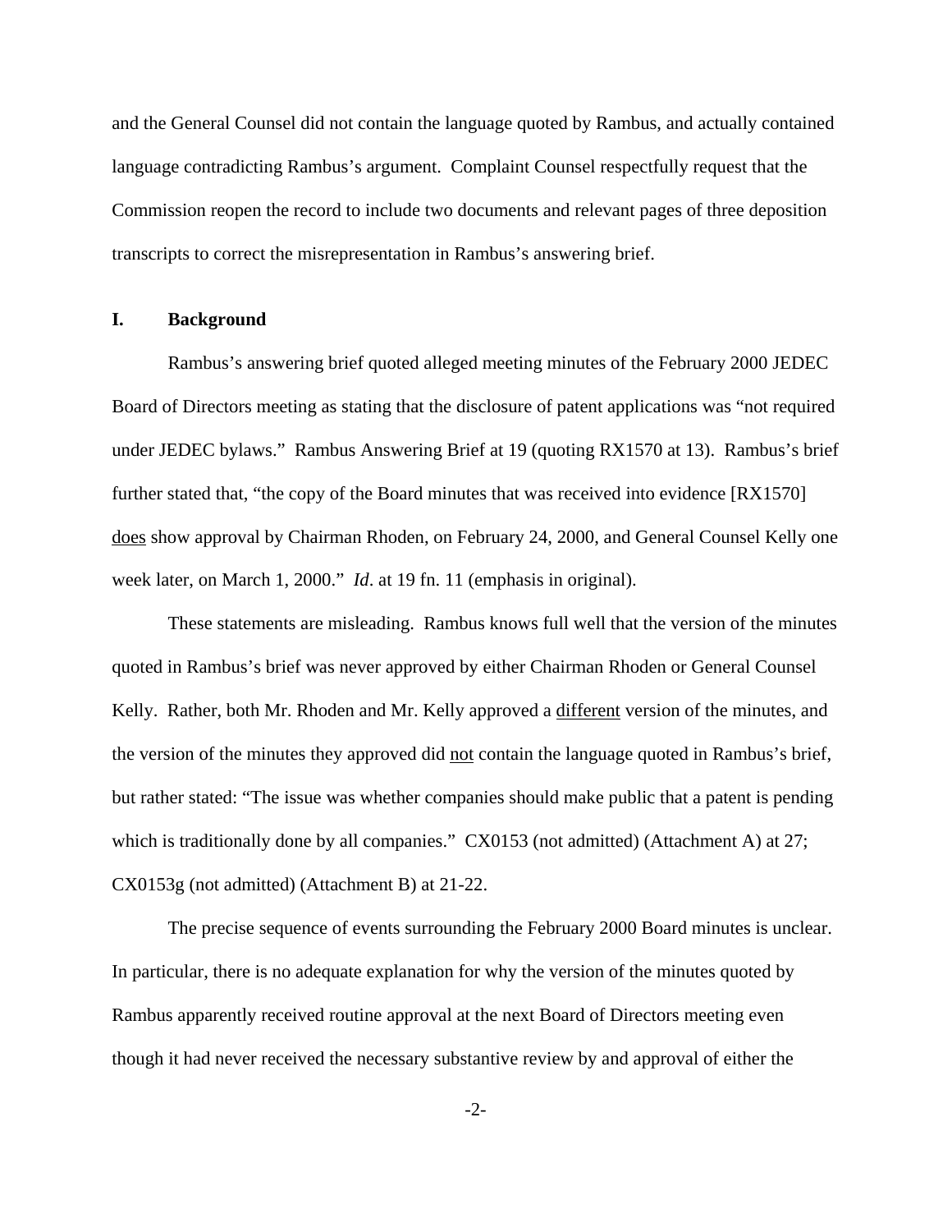and the General Counsel did not contain the language quoted by Rambus, and actually contained language contradicting Rambus's argument. Complaint Counsel respectfully request that the Commission reopen the record to include two documents and relevant pages of three deposition transcripts to correct the misrepresentation in Rambus's answering brief.

## I. Background

Rambus's answering brief quoted alleged meeting minutes of the February 2000 JEDEC Board of Directors meeting as stating that the disclosure of patent applications was "not required under JEDEC bylaws." Rambus Answering Brief at 19 (quoting RX1570 at 13). Rambus's brief further stated that, "the copy of the Board minutes that was received into evidence [RX1570] <u>does</u> show approval by Chairman Rhoden, on February 24, 2000, and General Counsel Kelly one week later, on March 1, 2000." *Id*. at 19 fn. 11 (emphasis in original).

These statements are misleading. Rambus knows full well that the version of the minutes quoted in Rambus's brief was never approved by either Chairman Rhoden or General Counsel Kelly. Rather, both Mr. Rhoden and Mr. Kelly approved a <u>different</u> version of the minutes, and the version of the minutes they approved did <u>not</u> contain the language quoted in Rambus's brief, but rather stated: "The issue was whether companies should make public that a patent is pending which is traditionally done by all companies." CX0153 (not admitted) (Attachment A) at 27; CX0153g (not admitted) (Attachment B) at 21-22.

The precise sequence of events surrounding the February 2000 Board minutes is unclear. In particular, there is no adequate explanation for why the version of the minutes quoted by Rambus apparently received routine approval at the next Board of Directors meeting even though it had never received the necessary substantive review by and approval of either the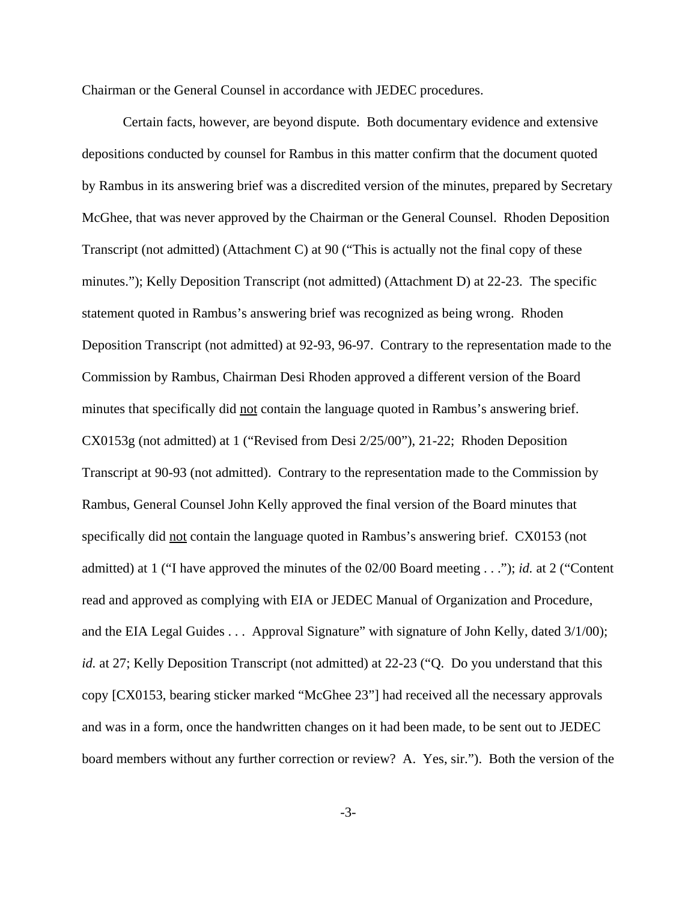Chairman or the General Counsel in accordance with JEDEC procedures.

Certain facts, however, are beyond dispute. Both documentary evidence and extensive depositions conducted by counsel for Rambus in this matter confirm that the document quoted by Rambus in its answering brief was a discredited version of the minutes, prepared by Secretary McGhee, that was never approved by the Chairman or the General Counsel. Rhoden Deposition Transcript (not admitted) (Attachment C) at 90 ("This is actually not the final copy of these minutes."); Kelly Deposition Transcript (not admitted) (Attachment D) at 22-23. The specific statement quoted in Rambus's answering brief was recognized as being wrong. Rhoden Deposition Transcript (not admitted) at 92-93, 96-97. Contrary to the representation made to the Commission by Rambus, Chairman Desi Rhoden approved a different version of the Board minutes that specifically did <u>not</u> contain the language quoted in Rambus's answering brief. CX0153g (not admitted) at 1 ("Revised from Desi 2/25/00"), 21-22; Rhoden Deposition Transcript at 90-93 (not admitted). Contrary to the representation made to the Commission by Rambus, General Counsel John Kelly approved the final version of the Board minutes that specifically did <u>not</u> contain the language quoted in Rambus's answering brief. CX0153 (not admitted) at 1 ("I have approved the minutes of the 02/00 Board meeting . . ."); *id.* at 2 ("Content read and approved as complying with EIA or JEDEC Manual of Organization and Procedure, and the EIA Legal Guides . . . Approval Signature" with signature of John Kelly, dated 3/1/00); *id.* at 27; Kelly Deposition Transcript (not admitted) at 22-23 ("Q. Do you understand that this copy [CX0153, bearing sticker marked "McGhee 23"] had received all the necessary approvals and was in a form, once the handwritten changes on it had been made, to be sent out to JEDEC board members without any further correction or review? A. Yes, sir."). Both the version of the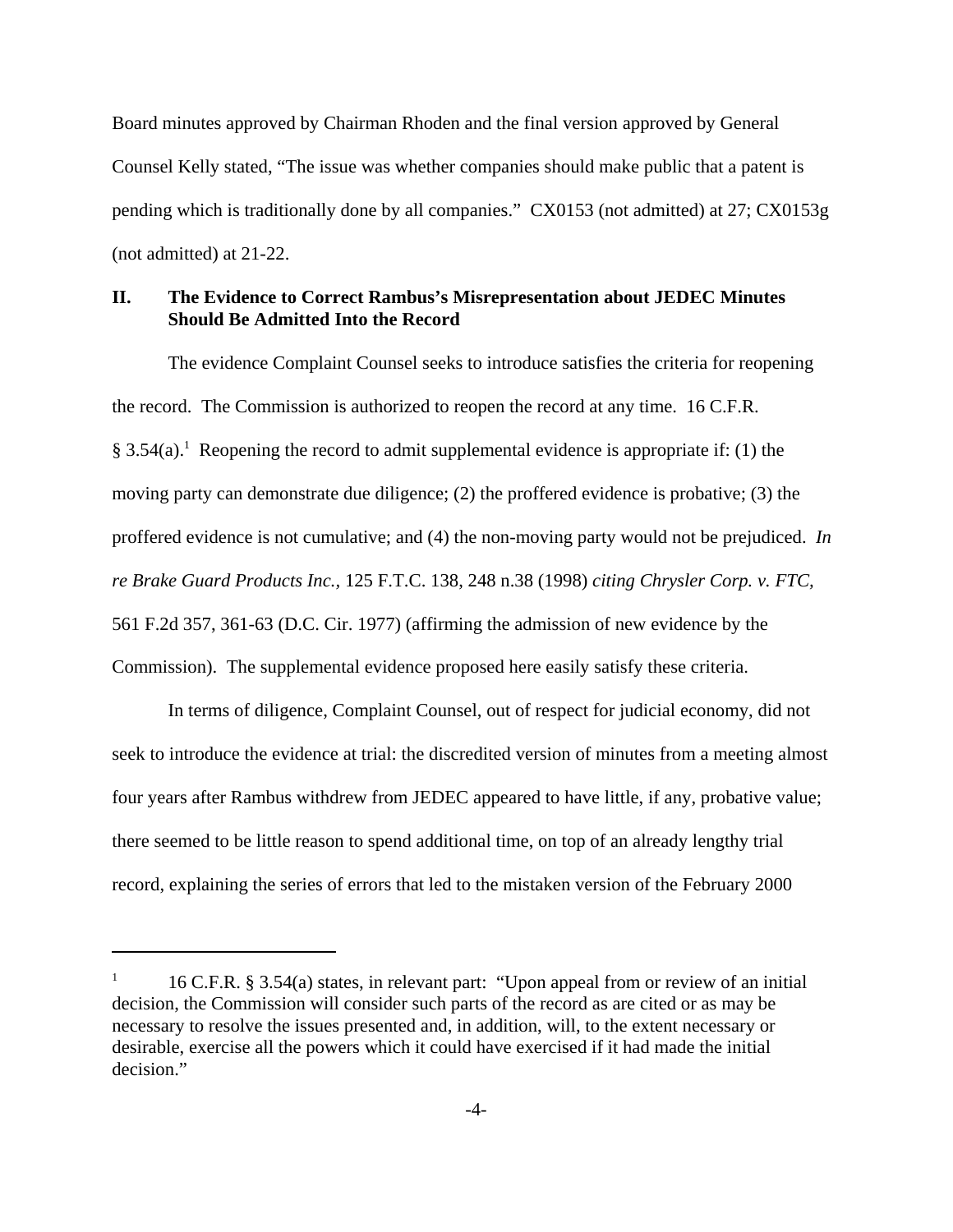Board minutes approved by Chairman Rhoden and the final version approved by General Counsel Kelly stated, "The issue was whether companies should make public that a patent is pending which is traditionally done by all companies." CX0153 (not admitted) at 27; CX0153g (not admitted) at 21-22.

## II. The Evidence to Correct Rambus's Misrepresentation about JEDEC Minutes Should Be Admitted Into the Record

The evidence Complaint Counsel seeks to introduce satisfies the criteria for reopening the record. The Commission is authorized to reopen the record at any time. 16 C.F.R. § 3.54(a).[1] Reopening the record to admit supplemental evidence is appropriate if: (1) the moving party can demonstrate due diligence; (2) the proffered evidence is probative; (3) the proffered evidence is not cumulative; and (4) the non-moving party would not be prejudiced. *In re Brake Guard Products Inc.,* 125 F.T.C. 138, 248 n.38 (1998) *citing Chrysler Corp. v. FTC,* 561 F.2d 357, 361-63 (D.C. Cir. 1977) (affirming the admission of new evidence by the Commission). The supplemental evidence proposed here easily satisfy these criteria.

In terms of diligence, Complaint Counsel, out of respect for judicial economy, did not seek to introduce the evidence at trial: the discredited version of minutes from a meeting almost four years after Rambus withdrew from JEDEC appeared to have little, if any, probative value; there seemed to be little reason to spend additional time, on top of an already lengthy trial record, explaining the series of errors that led to the mistaken version of the February 2000

---

[1] 16 C.F.R. § 3.54(a) states, in relevant part: "Upon appeal from or review of an initial decision, the Commission will consider such parts of the record as are cited or as may be necessary to resolve the issues presented and, in addition, will, to the extent necessary or desirable, exercise all the powers which it could have exercised if it had made the initial decision."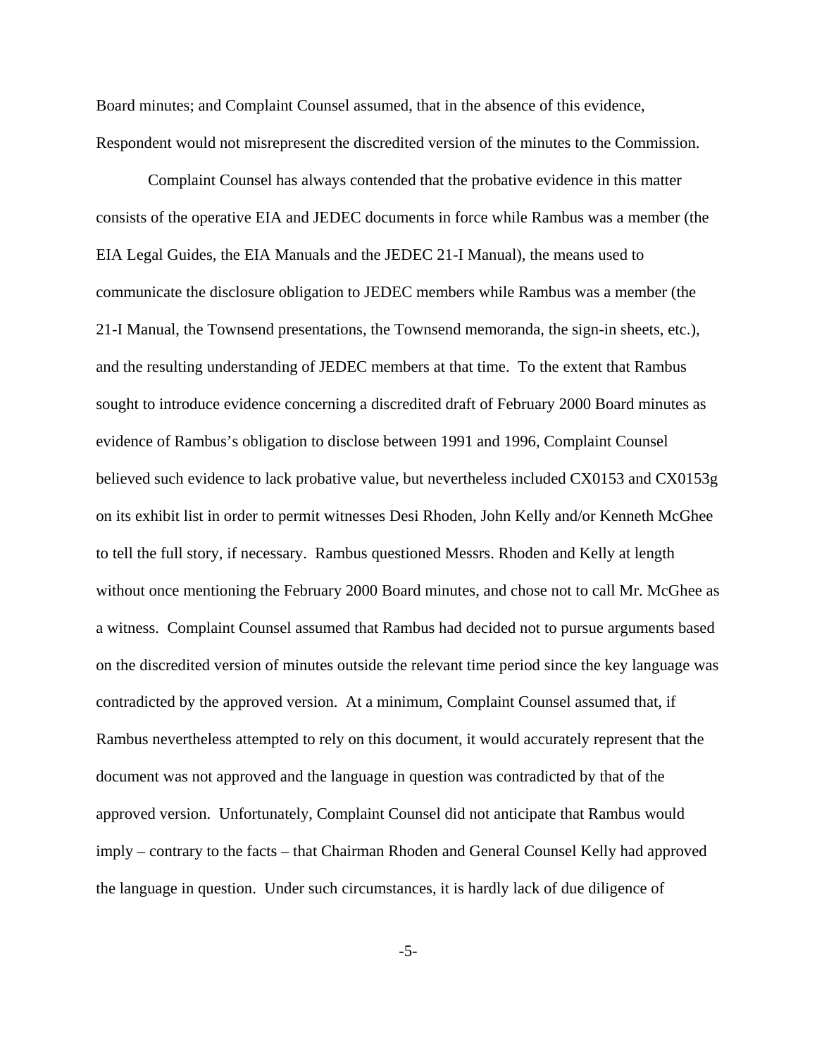Board minutes; and Complaint Counsel assumed, that in the absence of this evidence, Respondent would not misrepresent the discredited version of the minutes to the Commission.

Complaint Counsel has always contended that the probative evidence in this matter consists of the operative EIA and JEDEC documents in force while Rambus was a member (the EIA Legal Guides, the EIA Manuals and the JEDEC 21-I Manual), the means used to communicate the disclosure obligation to JEDEC members while Rambus was a member (the 21-I Manual, the Townsend presentations, the Townsend memoranda, the sign-in sheets, etc.), and the resulting understanding of JEDEC members at that time. To the extent that Rambus sought to introduce evidence concerning a discredited draft of February 2000 Board minutes as evidence of Rambus's obligation to disclose between 1991 and 1996, Complaint Counsel believed such evidence to lack probative value, but nevertheless included CX0153 and CX0153g on its exhibit list in order to permit witnesses Desi Rhoden, John Kelly and/or Kenneth McGhee to tell the full story, if necessary. Rambus questioned Messrs. Rhoden and Kelly at length without once mentioning the February 2000 Board minutes, and chose not to call Mr. McGhee as a witness. Complaint Counsel assumed that Rambus had decided not to pursue arguments based on the discredited version of minutes outside the relevant time period since the key language was contradicted by the approved version. At a minimum, Complaint Counsel assumed that, if Rambus nevertheless attempted to rely on this document, it would accurately represent that the document was not approved and the language in question was contradicted by that of the approved version. Unfortunately, Complaint Counsel did not anticipate that Rambus would imply – contrary to the facts – that Chairman Rhoden and General Counsel Kelly had approved the language in question. Under such circumstances, it is hardly lack of due diligence of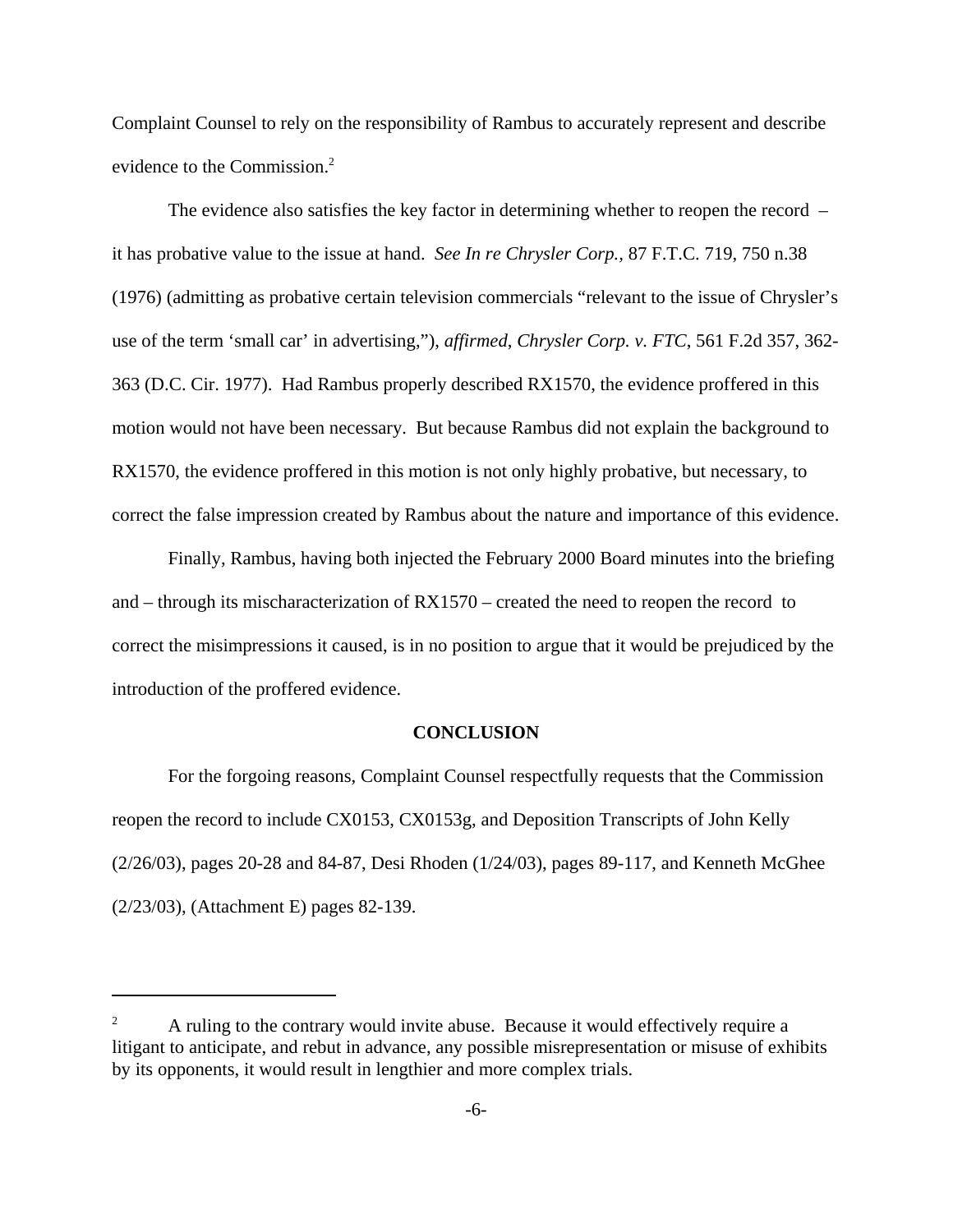Complaint Counsel to rely on the responsibility of Rambus to accurately represent and describe evidence to the Commission.[2]

The evidence also satisfies the key factor in determining whether to reopen the record – it has probative value to the issue at hand. *See In re Chrysler Corp.,* 87 F.T.C. 719, 750 n.38 (1976) (admitting as probative certain television commercials "relevant to the issue of Chrysler's use of the term 'small car' in advertising,"), *affirmed*, *Chrysler Corp. v. FTC*, 561 F.2d 357, 362-363 (D.C. Cir. 1977). Had Rambus properly described RX1570, the evidence proffered in this motion would not have been necessary. But because Rambus did not explain the background to RX1570, the evidence proffered in this motion is not only highly probative, but necessary, to correct the false impression created by Rambus about the nature and importance of this evidence.

Finally, Rambus, having both injected the February 2000 Board minutes into the briefing and – through its mischaracterization of RX1570 – created the need to reopen the record to correct the misimpressions it caused, is in no position to argue that it would be prejudiced by the introduction of the proffered evidence.

**CONCLUSION**

For the forgoing reasons, Complaint Counsel respectfully requests that the Commission reopen the record to include CX0153, CX0153g, and Deposition Transcripts of John Kelly (2/26/03), pages 20-28 and 84-87, Desi Rhoden (1/24/03), pages 89-117, and Kenneth McGhee (2/23/03), (Attachment E) pages 82-139.

---

[2] A ruling to the contrary would invite abuse. Because it would effectively require a litigant to anticipate, and rebut in advance, any possible misrepresentation or misuse of exhibits by its opponents, it would result in lengthier and more complex trials.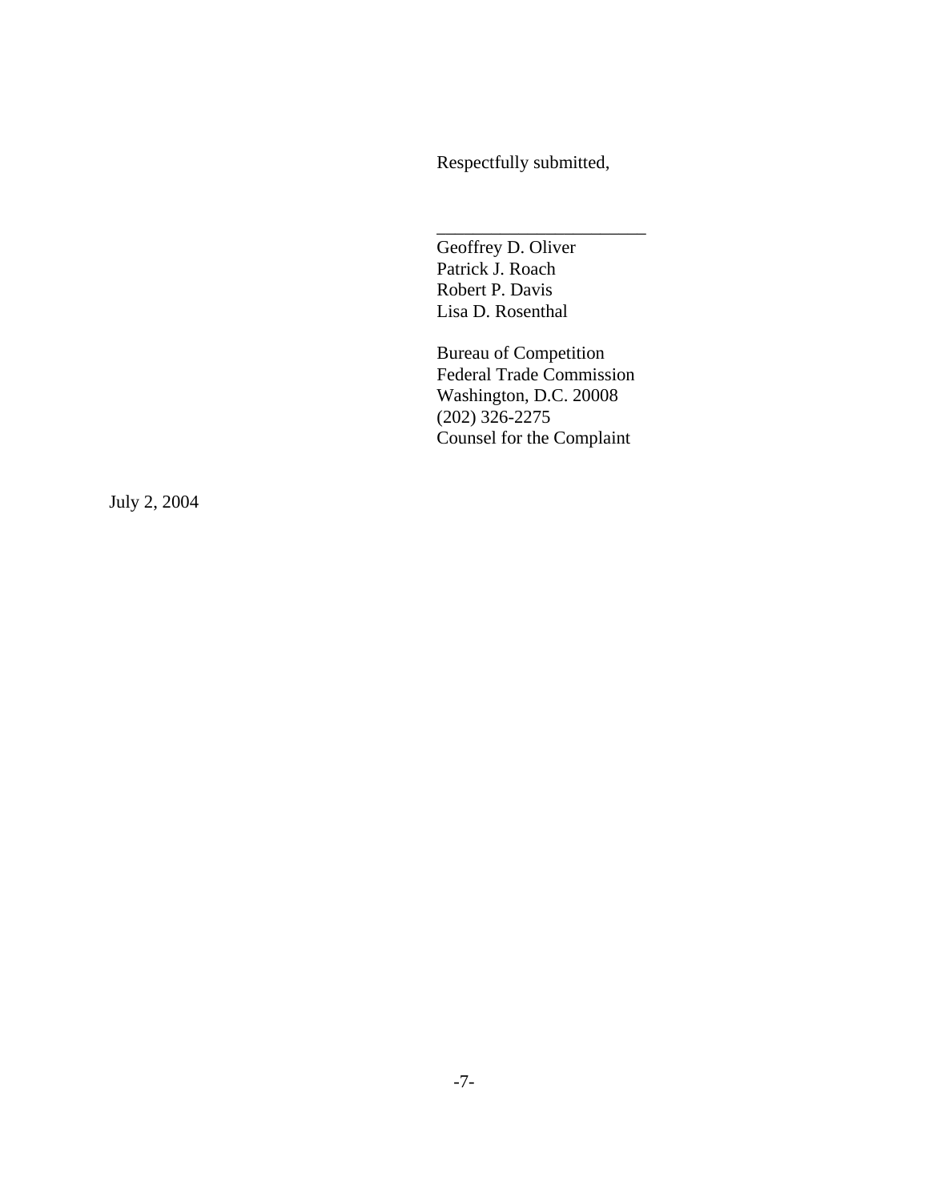Respectfully submitted,

\_\_\_\_\_\_\_\_\_\_\_\_\_\_\_\_\_\_\_\_\_\_\_

Geoffrey D. Oliver  
Patrick J. Roach  
Robert P. Davis  
Lisa D. Rosenthal

Bureau of Competition  
Federal Trade Commission  
Washington, D.C. 20008  
(202) 326-2275  
Counsel for the Complaint

July 2, 2004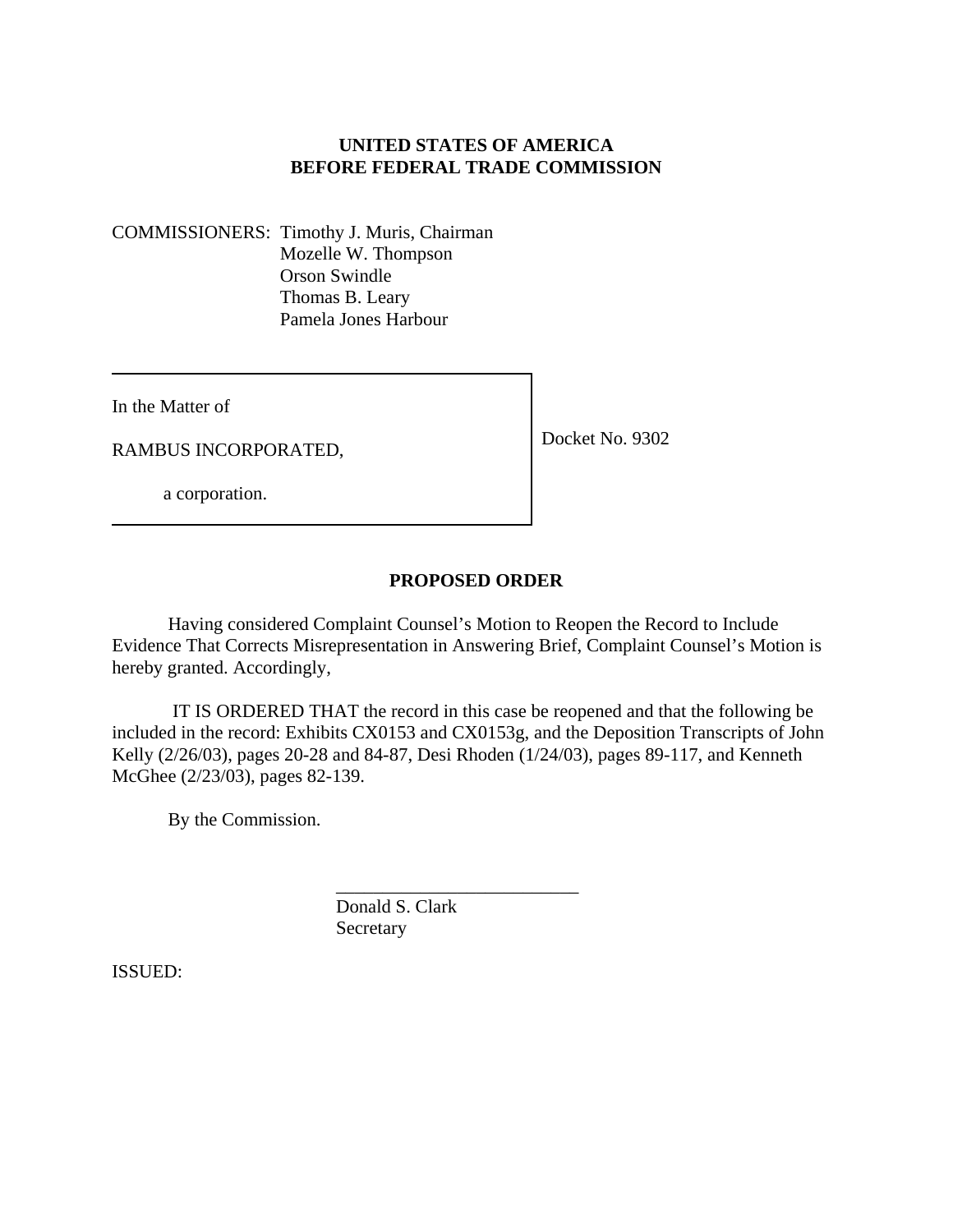**UNITED STATES OF AMERICA**
**BEFORE FEDERAL TRADE COMMISSION**

COMMISSIONERS: Timothy J. Muris, Chairman
Mozelle W. Thompson
Orson Swindle
Thomas B. Leary
Pamela Jones Harbour

| | |
|---|---|
| In the Matter of<br><br>RAMBUS INCORPORATED,<br><br>a corporation. | Docket No. 9302 |

**PROPOSED ORDER**

Having considered Complaint Counsel's Motion to Reopen the Record to Include Evidence That Corrects Misrepresentation in Answering Brief, Complaint Counsel's Motion is hereby granted. Accordingly,

IT IS ORDERED THAT the record in this case be reopened and that the following be included in the record: Exhibits CX0153 and CX0153g, and the Deposition Transcripts of John Kelly (2/26/03), pages 20-28 and 84-87, Desi Rhoden (1/24/03), pages 89-117, and Kenneth McGhee (2/23/03), pages 82-139.

By the Commission.

\_\_\_\_\_\_\_\_\_\_\_\_\_\_\_\_\_\_\_\_\_\_\_\_\_\_
Donald S. Clark
Secretary

ISSUED: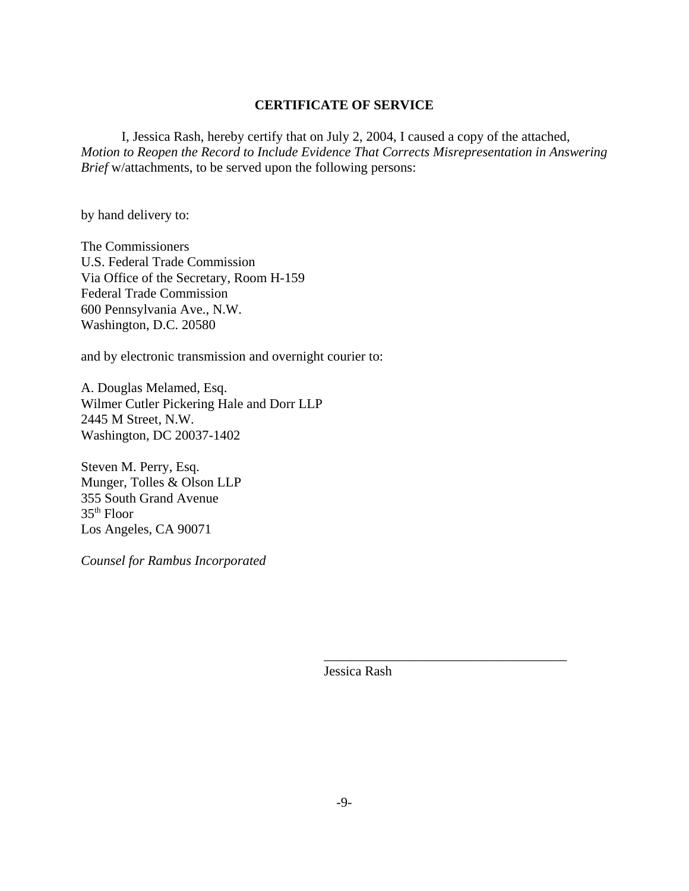## CERTIFICATE OF SERVICE

I, Jessica Rash, hereby certify that on July 2, 2004, I caused a copy of the attached, *Motion to Reopen the Record to Include Evidence That Corrects Misrepresentation in Answering Brief* w/attachments, to be served upon the following persons:

by hand delivery to:

The Commissioners
U.S. Federal Trade Commission
Via Office of the Secretary, Room H-159
Federal Trade Commission
600 Pennsylvania Ave., N.W.
Washington, D.C. 20580

and by electronic transmission and overnight courier to:

A. Douglas Melamed, Esq.
Wilmer Cutler Pickering Hale and Dorr LLP
2445 M Street, N.W.
Washington, DC 20037-1402

Steven M. Perry, Esq.
Munger, Tolles & Olson LLP
355 South Grand Avenue
35th Floor
Los Angeles, CA 90071

*Counsel for Rambus Incorporated*

\_\_\_\_\_\_\_\_\_\_\_\_\_\_\_\_\_\_\_\_\_\_\_\_\_\_\_\_\_\_\_\_\_\_\_\_
Jessica Rash